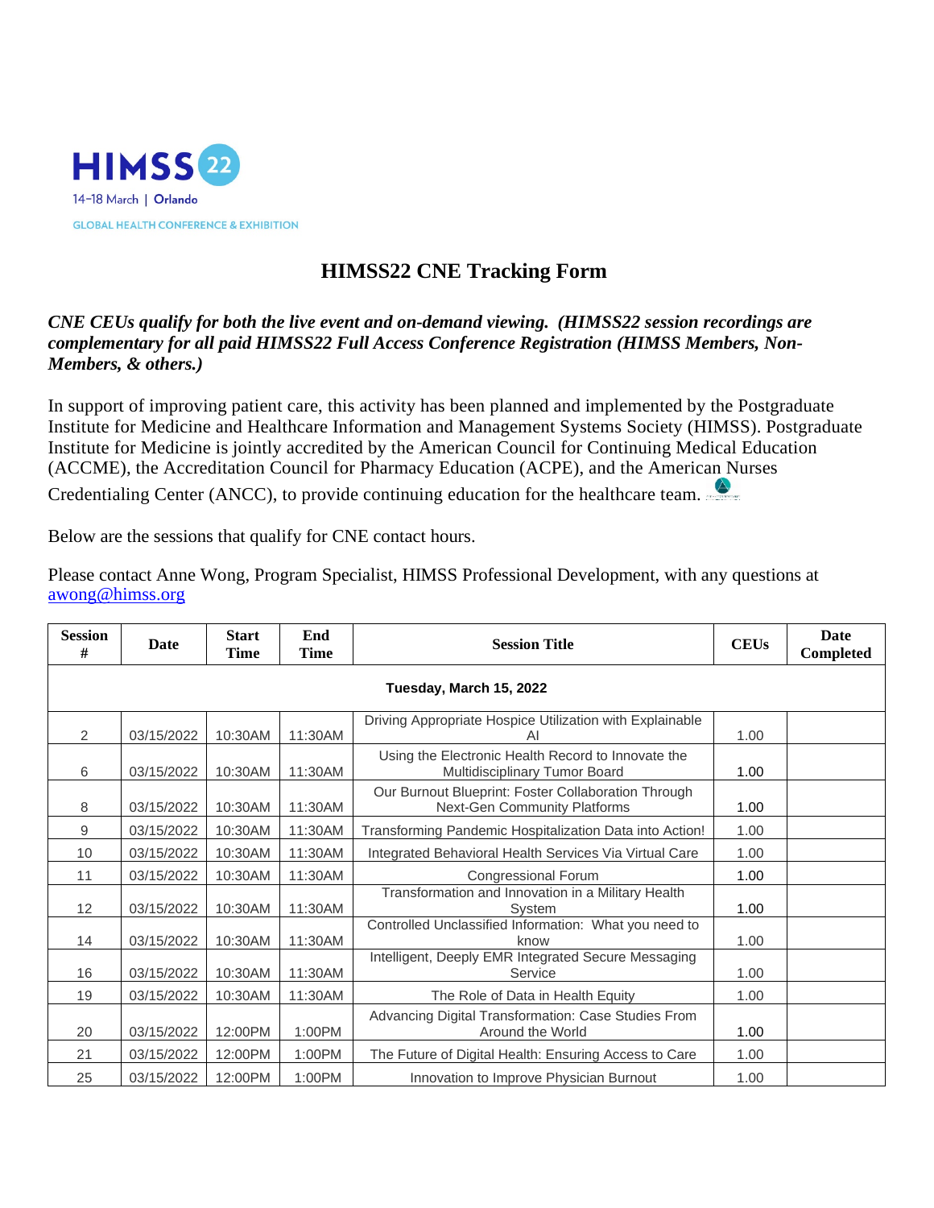HIMSS 22

14–18 March | Orlando

GLOBAL HEALTH CONFERENCE & EXHIBITION

# HIMSS22 CNE Tracking Form

***CNE CEUs qualify for both the live event and on-demand viewing. (HIMSS22 session recordings are complementary for all paid HIMSS22 Full Access Conference Registration (HIMSS Members, Non-Members, & others.)***

In support of improving patient care, this activity has been planned and implemented by the Postgraduate Institute for Medicine and Healthcare Information and Management Systems Society (HIMSS). Postgraduate Institute for Medicine is jointly accredited by the American Council for Continuing Medical Education (ACCME), the Accreditation Council for Pharmacy Education (ACPE), and the American Nurses Credentialing Center (ANCC), to provide continuing education for the healthcare team.

Below are the sessions that qualify for CNE contact hours.

Please contact Anne Wong, Program Specialist, HIMSS Professional Development, with any questions at awong@himss.org

| Session # | Date | Start Time | End Time | Session Title | CEUs | Date Completed |
|---|---|---|---|---|---|---|
| **Tuesday, March 15, 2022** | | | | | | |
| 2 | 03/15/2022 | 10:30AM | 11:30AM | Driving Appropriate Hospice Utilization with Explainable AI | 1.00 | |
| 6 | 03/15/2022 | 10:30AM | 11:30AM | Using the Electronic Health Record to Innovate the Multidisciplinary Tumor Board | 1.00 | |
| 8 | 03/15/2022 | 10:30AM | 11:30AM | Our Burnout Blueprint: Foster Collaboration Through Next-Gen Community Platforms | 1.00 | |
| 9 | 03/15/2022 | 10:30AM | 11:30AM | Transforming Pandemic Hospitalization Data into Action! | 1.00 | |
| 10 | 03/15/2022 | 10:30AM | 11:30AM | Integrated Behavioral Health Services Via Virtual Care | 1.00 | |
| 11 | 03/15/2022 | 10:30AM | 11:30AM | Congressional Forum | 1.00 | |
| 12 | 03/15/2022 | 10:30AM | 11:30AM | Transformation and Innovation in a Military Health System | 1.00 | |
| 14 | 03/15/2022 | 10:30AM | 11:30AM | Controlled Unclassified Information: What you need to know | 1.00 | |
| 16 | 03/15/2022 | 10:30AM | 11:30AM | Intelligent, Deeply EMR Integrated Secure Messaging Service | 1.00 | |
| 19 | 03/15/2022 | 10:30AM | 11:30AM | The Role of Data in Health Equity | 1.00 | |
| 20 | 03/15/2022 | 12:00PM | 1:00PM | Advancing Digital Transformation: Case Studies From Around the World | 1.00 | |
| 21 | 03/15/2022 | 12:00PM | 1:00PM | The Future of Digital Health: Ensuring Access to Care | 1.00 | |
| 25 | 03/15/2022 | 12:00PM | 1:00PM | Innovation to Improve Physician Burnout | 1.00 | |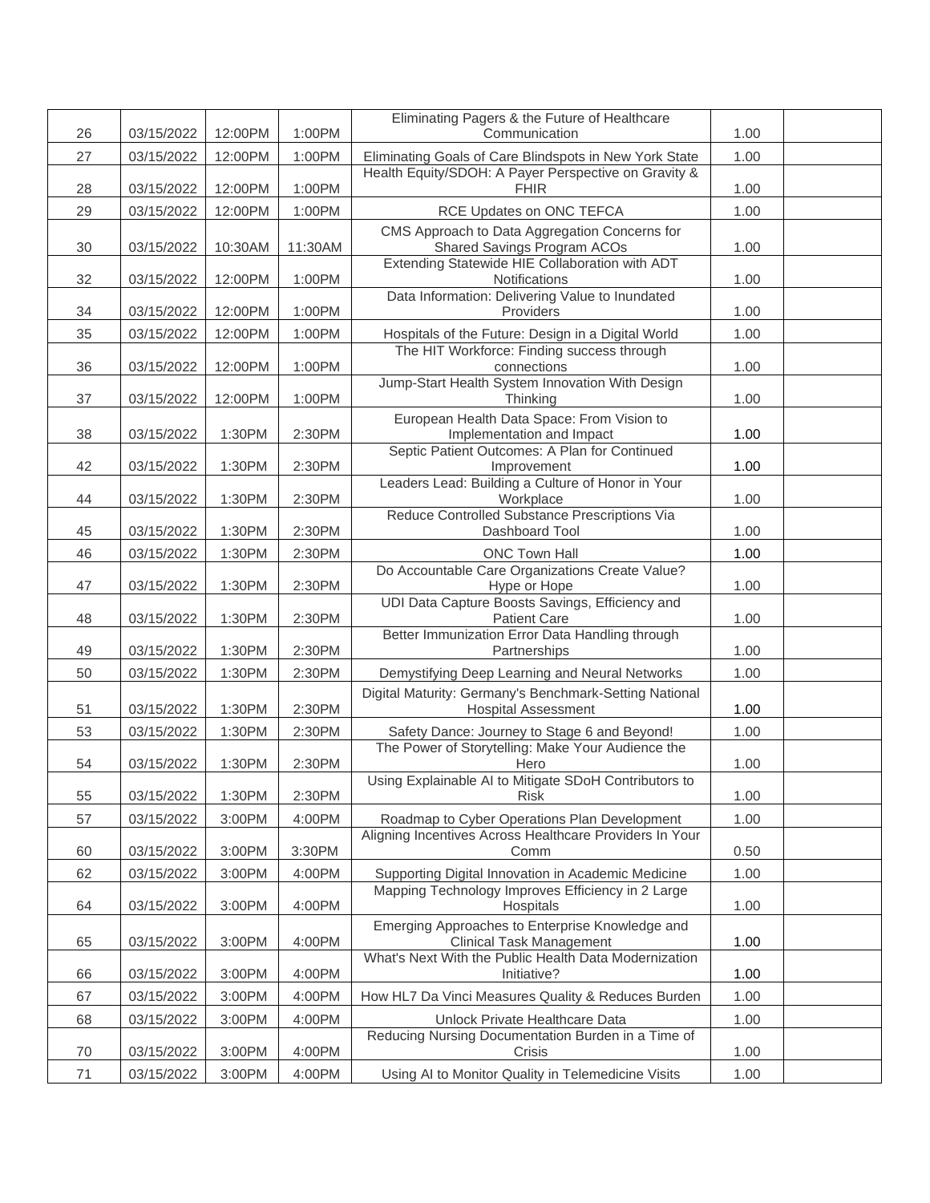| | | | | | | |
|---|---|---|---|---|---|---|
| 26 | 03/15/2022 | 12:00PM | 1:00PM | Eliminating Pagers & the Future of Healthcare Communication | 1.00 | |
| 27 | 03/15/2022 | 12:00PM | 1:00PM | Eliminating Goals of Care Blindspots in New York State | 1.00 | |
| 28 | 03/15/2022 | 12:00PM | 1:00PM | Health Equity/SDOH: A Payer Perspective on Gravity & FHIR | 1.00 | |
| 29 | 03/15/2022 | 12:00PM | 1:00PM | RCE Updates on ONC TEFCA | 1.00 | |
| 30 | 03/15/2022 | 10:30AM | 11:30AM | CMS Approach to Data Aggregation Concerns for Shared Savings Program ACOs | 1.00 | |
| 32 | 03/15/2022 | 12:00PM | 1:00PM | Extending Statewide HIE Collaboration with ADT Notifications | 1.00 | |
| 34 | 03/15/2022 | 12:00PM | 1:00PM | Data Information: Delivering Value to Inundated Providers | 1.00 | |
| 35 | 03/15/2022 | 12:00PM | 1:00PM | Hospitals of the Future: Design in a Digital World | 1.00 | |
| 36 | 03/15/2022 | 12:00PM | 1:00PM | The HIT Workforce: Finding success through connections | 1.00 | |
| 37 | 03/15/2022 | 12:00PM | 1:00PM | Jump-Start Health System Innovation With Design Thinking | 1.00 | |
| 38 | 03/15/2022 | 1:30PM | 2:30PM | European Health Data Space: From Vision to Implementation and Impact | 1.00 | |
| 42 | 03/15/2022 | 1:30PM | 2:30PM | Septic Patient Outcomes: A Plan for Continued Improvement | 1.00 | |
| 44 | 03/15/2022 | 1:30PM | 2:30PM | Leaders Lead: Building a Culture of Honor in Your Workplace | 1.00 | |
| 45 | 03/15/2022 | 1:30PM | 2:30PM | Reduce Controlled Substance Prescriptions Via Dashboard Tool | 1.00 | |
| 46 | 03/15/2022 | 1:30PM | 2:30PM | ONC Town Hall | 1.00 | |
| 47 | 03/15/2022 | 1:30PM | 2:30PM | Do Accountable Care Organizations Create Value? Hype or Hope | 1.00 | |
| 48 | 03/15/2022 | 1:30PM | 2:30PM | UDI Data Capture Boosts Savings, Efficiency and Patient Care | 1.00 | |
| 49 | 03/15/2022 | 1:30PM | 2:30PM | Better Immunization Error Data Handling through Partnerships | 1.00 | |
| 50 | 03/15/2022 | 1:30PM | 2:30PM | Demystifying Deep Learning and Neural Networks | 1.00 | |
| 51 | 03/15/2022 | 1:30PM | 2:30PM | Digital Maturity: Germany's Benchmark-Setting National Hospital Assessment | 1.00 | |
| 53 | 03/15/2022 | 1:30PM | 2:30PM | Safety Dance: Journey to Stage 6 and Beyond! | 1.00 | |
| 54 | 03/15/2022 | 1:30PM | 2:30PM | The Power of Storytelling: Make Your Audience the Hero | 1.00 | |
| 55 | 03/15/2022 | 1:30PM | 2:30PM | Using Explainable AI to Mitigate SDoH Contributors to Risk | 1.00 | |
| 57 | 03/15/2022 | 3:00PM | 4:00PM | Roadmap to Cyber Operations Plan Development | 1.00 | |
| 60 | 03/15/2022 | 3:00PM | 3:30PM | Aligning Incentives Across Healthcare Providers In Your Comm | 0.50 | |
| 62 | 03/15/2022 | 3:00PM | 4:00PM | Supporting Digital Innovation in Academic Medicine | 1.00 | |
| 64 | 03/15/2022 | 3:00PM | 4:00PM | Mapping Technology Improves Efficiency in 2 Large Hospitals | 1.00 | |
| 65 | 03/15/2022 | 3:00PM | 4:00PM | Emerging Approaches to Enterprise Knowledge and Clinical Task Management | 1.00 | |
| 66 | 03/15/2022 | 3:00PM | 4:00PM | What's Next With the Public Health Data Modernization Initiative? | 1.00 | |
| 67 | 03/15/2022 | 3:00PM | 4:00PM | How HL7 Da Vinci Measures Quality & Reduces Burden | 1.00 | |
| 68 | 03/15/2022 | 3:00PM | 4:00PM | Unlock Private Healthcare Data | 1.00 | |
| 70 | 03/15/2022 | 3:00PM | 4:00PM | Reducing Nursing Documentation Burden in a Time of Crisis | 1.00 | |
| 71 | 03/15/2022 | 3:00PM | 4:00PM | Using AI to Monitor Quality in Telemedicine Visits | 1.00 | |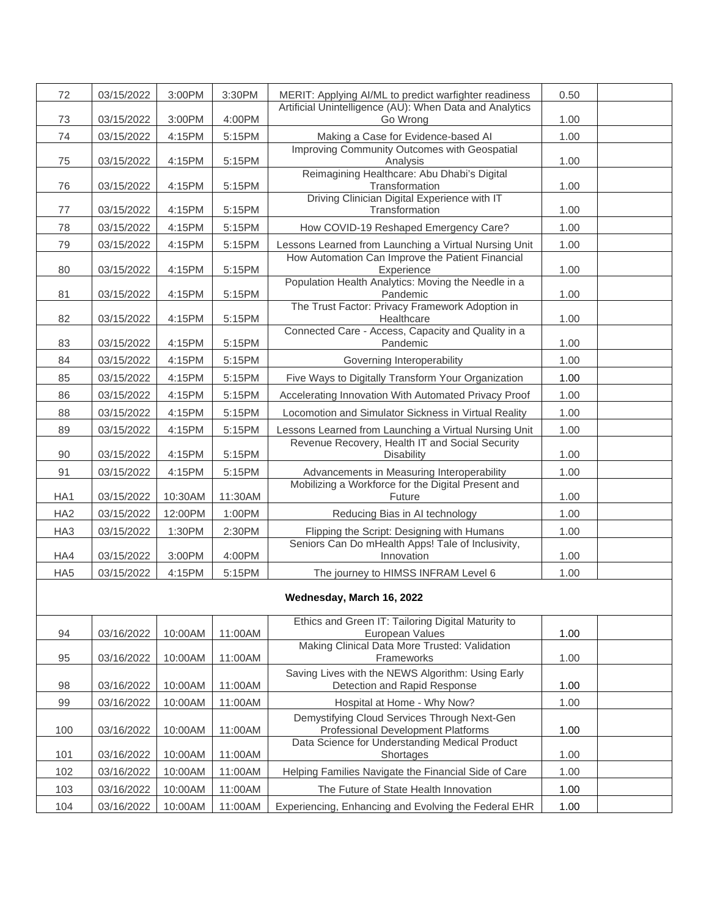| | | | | | | |
|---|---|---|---|---|---|---|
| 72 | 03/15/2022 | 3:00PM | 3:30PM | MERIT: Applying AI/ML to predict warfighter readiness | 0.50 | |
| 73 | 03/15/2022 | 3:00PM | 4:00PM | Artificial Unintelligence (AU): When Data and Analytics Go Wrong | 1.00 | |
| 74 | 03/15/2022 | 4:15PM | 5:15PM | Making a Case for Evidence-based AI | 1.00 | |
| 75 | 03/15/2022 | 4:15PM | 5:15PM | Improving Community Outcomes with Geospatial Analysis | 1.00 | |
| 76 | 03/15/2022 | 4:15PM | 5:15PM | Reimagining Healthcare: Abu Dhabi's Digital Transformation | 1.00 | |
| 77 | 03/15/2022 | 4:15PM | 5:15PM | Driving Clinician Digital Experience with IT Transformation | 1.00 | |
| 78 | 03/15/2022 | 4:15PM | 5:15PM | How COVID-19 Reshaped Emergency Care? | 1.00 | |
| 79 | 03/15/2022 | 4:15PM | 5:15PM | Lessons Learned from Launching a Virtual Nursing Unit | 1.00 | |
| 80 | 03/15/2022 | 4:15PM | 5:15PM | How Automation Can Improve the Patient Financial Experience | 1.00 | |
| 81 | 03/15/2022 | 4:15PM | 5:15PM | Population Health Analytics: Moving the Needle in a Pandemic | 1.00 | |
| 82 | 03/15/2022 | 4:15PM | 5:15PM | The Trust Factor: Privacy Framework Adoption in Healthcare | 1.00 | |
| 83 | 03/15/2022 | 4:15PM | 5:15PM | Connected Care - Access, Capacity and Quality in a Pandemic | 1.00 | |
| 84 | 03/15/2022 | 4:15PM | 5:15PM | Governing Interoperability | 1.00 | |
| 85 | 03/15/2022 | 4:15PM | 5:15PM | Five Ways to Digitally Transform Your Organization | 1.00 | |
| 86 | 03/15/2022 | 4:15PM | 5:15PM | Accelerating Innovation With Automated Privacy Proof | 1.00 | |
| 88 | 03/15/2022 | 4:15PM | 5:15PM | Locomotion and Simulator Sickness in Virtual Reality | 1.00 | |
| 89 | 03/15/2022 | 4:15PM | 5:15PM | Lessons Learned from Launching a Virtual Nursing Unit | 1.00 | |
| 90 | 03/15/2022 | 4:15PM | 5:15PM | Revenue Recovery, Health IT and Social Security Disability | 1.00 | |
| 91 | 03/15/2022 | 4:15PM | 5:15PM | Advancements in Measuring Interoperability | 1.00 | |
| HA1 | 03/15/2022 | 10:30AM | 11:30AM | Mobilizing a Workforce for the Digital Present and Future | 1.00 | |
| HA2 | 03/15/2022 | 12:00PM | 1:00PM | Reducing Bias in AI technology | 1.00 | |
| HA3 | 03/15/2022 | 1:30PM | 2:30PM | Flipping the Script: Designing with Humans | 1.00 | |
| HA4 | 03/15/2022 | 3:00PM | 4:00PM | Seniors Can Do mHealth Apps! Tale of Inclusivity, Innovation | 1.00 | |
| HA5 | 03/15/2022 | 4:15PM | 5:15PM | The journey to HIMSS INFRAM Level 6 | 1.00 | |
| | | | | **Wednesday, March 16, 2022** | | |
| 94 | 03/16/2022 | 10:00AM | 11:00AM | Ethics and Green IT: Tailoring Digital Maturity to European Values | 1.00 | |
| 95 | 03/16/2022 | 10:00AM | 11:00AM | Making Clinical Data More Trusted: Validation Frameworks | 1.00 | |
| 98 | 03/16/2022 | 10:00AM | 11:00AM | Saving Lives with the NEWS Algorithm: Using Early Detection and Rapid Response | 1.00 | |
| 99 | 03/16/2022 | 10:00AM | 11:00AM | Hospital at Home - Why Now? | 1.00 | |
| 100 | 03/16/2022 | 10:00AM | 11:00AM | Demystifying Cloud Services Through Next-Gen Professional Development Platforms | 1.00 | |
| 101 | 03/16/2022 | 10:00AM | 11:00AM | Data Science for Understanding Medical Product Shortages | 1.00 | |
| 102 | 03/16/2022 | 10:00AM | 11:00AM | Helping Families Navigate the Financial Side of Care | 1.00 | |
| 103 | 03/16/2022 | 10:00AM | 11:00AM | The Future of State Health Innovation | 1.00 | |
| 104 | 03/16/2022 | 10:00AM | 11:00AM | Experiencing, Enhancing and Evolving the Federal EHR | 1.00 | |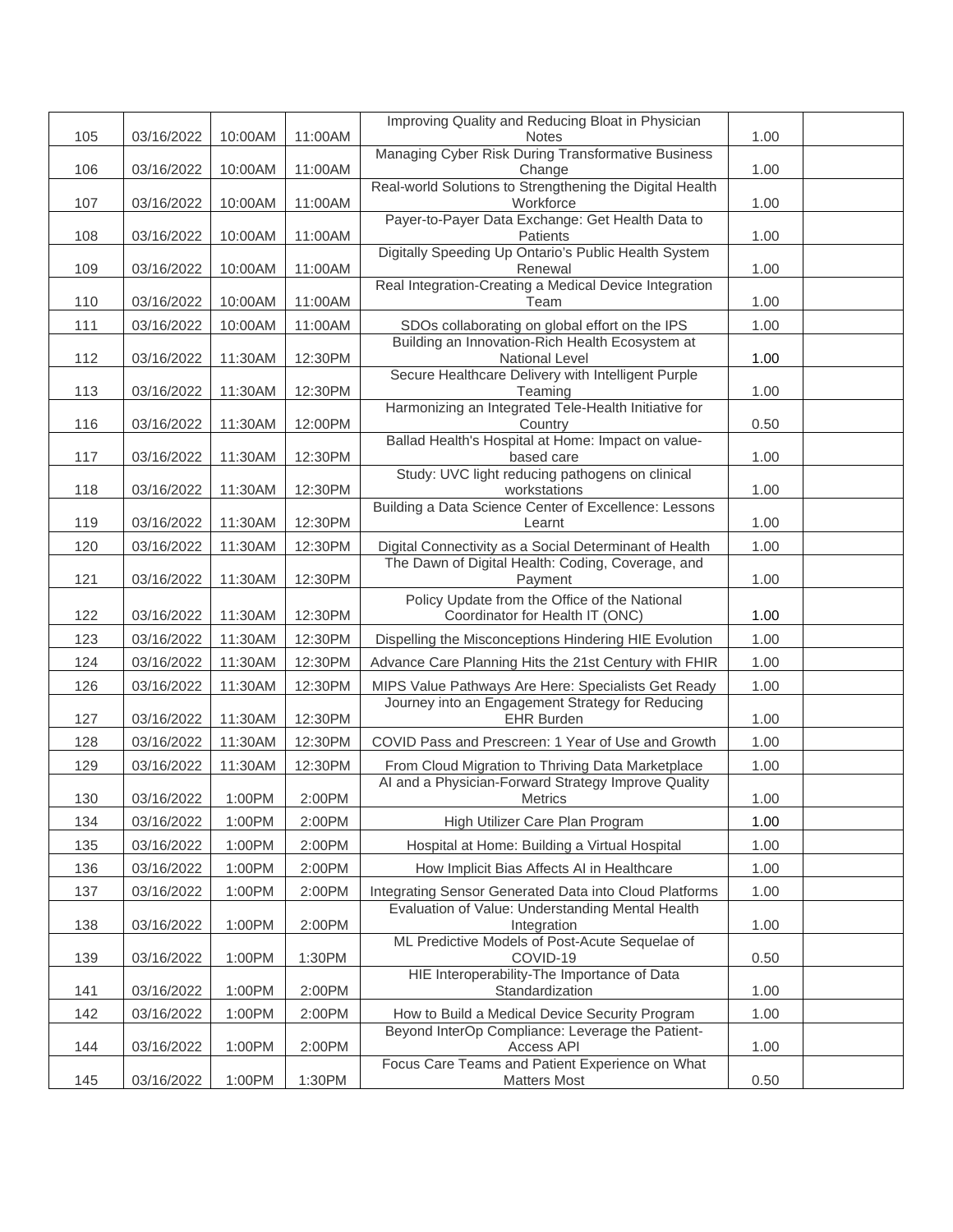| | | | | | | |
|---|---|---|---|---|---|---|
| 105 | 03/16/2022 | 10:00AM | 11:00AM | Improving Quality and Reducing Bloat in Physician Notes | 1.00 | |
| 106 | 03/16/2022 | 10:00AM | 11:00AM | Managing Cyber Risk During Transformative Business Change | 1.00 | |
| 107 | 03/16/2022 | 10:00AM | 11:00AM | Real-world Solutions to Strengthening the Digital Health Workforce | 1.00 | |
| 108 | 03/16/2022 | 10:00AM | 11:00AM | Payer-to-Payer Data Exchange: Get Health Data to Patients | 1.00 | |
| 109 | 03/16/2022 | 10:00AM | 11:00AM | Digitally Speeding Up Ontario's Public Health System Renewal | 1.00 | |
| 110 | 03/16/2022 | 10:00AM | 11:00AM | Real Integration-Creating a Medical Device Integration Team | 1.00 | |
| 111 | 03/16/2022 | 10:00AM | 11:00AM | SDOs collaborating on global effort on the IPS | 1.00 | |
| 112 | 03/16/2022 | 11:30AM | 12:30PM | Building an Innovation-Rich Health Ecosystem at National Level | 1.00 | |
| 113 | 03/16/2022 | 11:30AM | 12:30PM | Secure Healthcare Delivery with Intelligent Purple Teaming | 1.00 | |
| 116 | 03/16/2022 | 11:30AM | 12:00PM | Harmonizing an Integrated Tele-Health Initiative for Country | 0.50 | |
| 117 | 03/16/2022 | 11:30AM | 12:30PM | Ballad Health's Hospital at Home: Impact on value-based care | 1.00 | |
| 118 | 03/16/2022 | 11:30AM | 12:30PM | Study: UVC light reducing pathogens on clinical workstations | 1.00 | |
| 119 | 03/16/2022 | 11:30AM | 12:30PM | Building a Data Science Center of Excellence: Lessons Learnt | 1.00 | |
| 120 | 03/16/2022 | 11:30AM | 12:30PM | Digital Connectivity as a Social Determinant of Health | 1.00 | |
| 121 | 03/16/2022 | 11:30AM | 12:30PM | The Dawn of Digital Health: Coding, Coverage, and Payment | 1.00 | |
| 122 | 03/16/2022 | 11:30AM | 12:30PM | Policy Update from the Office of the National Coordinator for Health IT (ONC) | 1.00 | |
| 123 | 03/16/2022 | 11:30AM | 12:30PM | Dispelling the Misconceptions Hindering HIE Evolution | 1.00 | |
| 124 | 03/16/2022 | 11:30AM | 12:30PM | Advance Care Planning Hits the 21st Century with FHIR | 1.00 | |
| 126 | 03/16/2022 | 11:30AM | 12:30PM | MIPS Value Pathways Are Here: Specialists Get Ready | 1.00 | |
| 127 | 03/16/2022 | 11:30AM | 12:30PM | Journey into an Engagement Strategy for Reducing EHR Burden | 1.00 | |
| 128 | 03/16/2022 | 11:30AM | 12:30PM | COVID Pass and Prescreen: 1 Year of Use and Growth | 1.00 | |
| 129 | 03/16/2022 | 11:30AM | 12:30PM | From Cloud Migration to Thriving Data Marketplace | 1.00 | |
| 130 | 03/16/2022 | 1:00PM | 2:00PM | AI and a Physician-Forward Strategy Improve Quality Metrics | 1.00 | |
| 134 | 03/16/2022 | 1:00PM | 2:00PM | High Utilizer Care Plan Program | 1.00 | |
| 135 | 03/16/2022 | 1:00PM | 2:00PM | Hospital at Home: Building a Virtual Hospital | 1.00 | |
| 136 | 03/16/2022 | 1:00PM | 2:00PM | How Implicit Bias Affects AI in Healthcare | 1.00 | |
| 137 | 03/16/2022 | 1:00PM | 2:00PM | Integrating Sensor Generated Data into Cloud Platforms | 1.00 | |
| 138 | 03/16/2022 | 1:00PM | 2:00PM | Evaluation of Value: Understanding Mental Health Integration | 1.00 | |
| 139 | 03/16/2022 | 1:00PM | 1:30PM | ML Predictive Models of Post-Acute Sequelae of COVID-19 | 0.50 | |
| 141 | 03/16/2022 | 1:00PM | 2:00PM | HIE Interoperability-The Importance of Data Standardization | 1.00 | |
| 142 | 03/16/2022 | 1:00PM | 2:00PM | How to Build a Medical Device Security Program | 1.00 | |
| 144 | 03/16/2022 | 1:00PM | 2:00PM | Beyond InterOp Compliance: Leverage the Patient-Access API | 1.00 | |
| 145 | 03/16/2022 | 1:00PM | 1:30PM | Focus Care Teams and Patient Experience on What Matters Most | 0.50 | |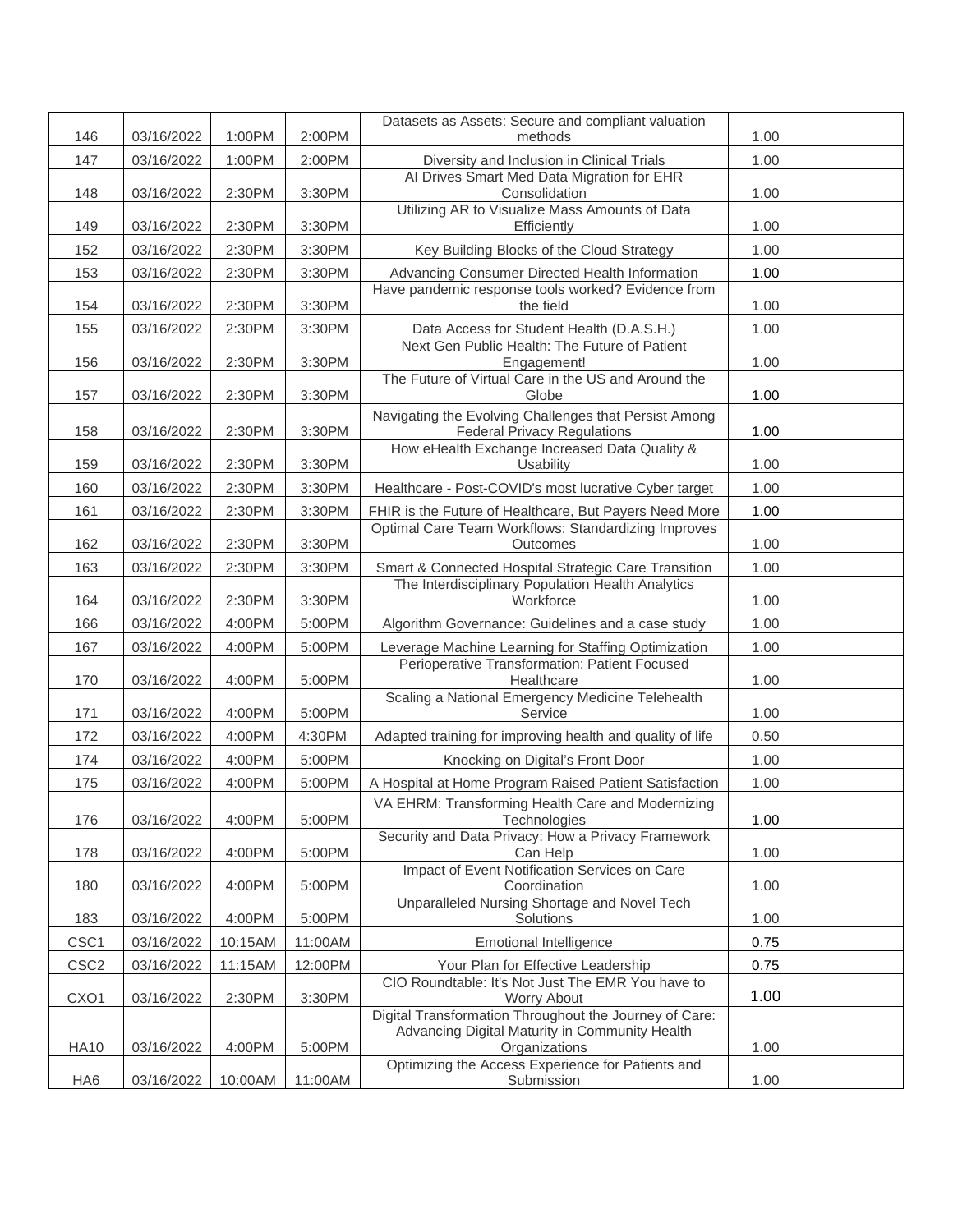| 146 | 03/16/2022 | 1:00PM | 2:00PM | Datasets as Assets: Secure and compliant valuation methods | 1.00 | |
|---|---|---|---|---|---|---|
| 147 | 03/16/2022 | 1:00PM | 2:00PM | Diversity and Inclusion in Clinical Trials | 1.00 | |
| 148 | 03/16/2022 | 2:30PM | 3:30PM | AI Drives Smart Med Data Migration for EHR Consolidation | 1.00 | |
| 149 | 03/16/2022 | 2:30PM | 3:30PM | Utilizing AR to Visualize Mass Amounts of Data Efficiently | 1.00 | |
| 152 | 03/16/2022 | 2:30PM | 3:30PM | Key Building Blocks of the Cloud Strategy | 1.00 | |
| 153 | 03/16/2022 | 2:30PM | 3:30PM | Advancing Consumer Directed Health Information | 1.00 | |
| 154 | 03/16/2022 | 2:30PM | 3:30PM | Have pandemic response tools worked? Evidence from the field | 1.00 | |
| 155 | 03/16/2022 | 2:30PM | 3:30PM | Data Access for Student Health (D.A.S.H.) | 1.00 | |
| 156 | 03/16/2022 | 2:30PM | 3:30PM | Next Gen Public Health: The Future of Patient Engagement! | 1.00 | |
| 157 | 03/16/2022 | 2:30PM | 3:30PM | The Future of Virtual Care in the US and Around the Globe | 1.00 | |
| 158 | 03/16/2022 | 2:30PM | 3:30PM | Navigating the Evolving Challenges that Persist Among Federal Privacy Regulations | 1.00 | |
| 159 | 03/16/2022 | 2:30PM | 3:30PM | How eHealth Exchange Increased Data Quality & Usability | 1.00 | |
| 160 | 03/16/2022 | 2:30PM | 3:30PM | Healthcare - Post-COVID's most lucrative Cyber target | 1.00 | |
| 161 | 03/16/2022 | 2:30PM | 3:30PM | FHIR is the Future of Healthcare, But Payers Need More | 1.00 | |
| 162 | 03/16/2022 | 2:30PM | 3:30PM | Optimal Care Team Workflows: Standardizing Improves Outcomes | 1.00 | |
| 163 | 03/16/2022 | 2:30PM | 3:30PM | Smart & Connected Hospital Strategic Care Transition | 1.00 | |
| 164 | 03/16/2022 | 2:30PM | 3:30PM | The Interdisciplinary Population Health Analytics Workforce | 1.00 | |
| 166 | 03/16/2022 | 4:00PM | 5:00PM | Algorithm Governance: Guidelines and a case study | 1.00 | |
| 167 | 03/16/2022 | 4:00PM | 5:00PM | Leverage Machine Learning for Staffing Optimization | 1.00 | |
| 170 | 03/16/2022 | 4:00PM | 5:00PM | Perioperative Transformation: Patient Focused Healthcare | 1.00 | |
| 171 | 03/16/2022 | 4:00PM | 5:00PM | Scaling a National Emergency Medicine Telehealth Service | 1.00 | |
| 172 | 03/16/2022 | 4:00PM | 4:30PM | Adapted training for improving health and quality of life | 0.50 | |
| 174 | 03/16/2022 | 4:00PM | 5:00PM | Knocking on Digital's Front Door | 1.00 | |
| 175 | 03/16/2022 | 4:00PM | 5:00PM | A Hospital at Home Program Raised Patient Satisfaction | 1.00 | |
| 176 | 03/16/2022 | 4:00PM | 5:00PM | VA EHRM: Transforming Health Care and Modernizing Technologies | 1.00 | |
| 178 | 03/16/2022 | 4:00PM | 5:00PM | Security and Data Privacy: How a Privacy Framework Can Help | 1.00 | |
| 180 | 03/16/2022 | 4:00PM | 5:00PM | Impact of Event Notification Services on Care Coordination | 1.00 | |
| 183 | 03/16/2022 | 4:00PM | 5:00PM | Unparalleled Nursing Shortage and Novel Tech Solutions | 1.00 | |
| CSC1 | 03/16/2022 | 10:15AM | 11:00AM | Emotional Intelligence | 0.75 | |
| CSC2 | 03/16/2022 | 11:15AM | 12:00PM | Your Plan for Effective Leadership | 0.75 | |
| CXO1 | 03/16/2022 | 2:30PM | 3:30PM | CIO Roundtable: It's Not Just The EMR You have to Worry About | 1.00 | |
| HA10 | 03/16/2022 | 4:00PM | 5:00PM | Digital Transformation Throughout the Journey of Care: Advancing Digital Maturity in Community Health Organizations | 1.00 | |
| HA6 | 03/16/2022 | 10:00AM | 11:00AM | Optimizing the Access Experience for Patients and Submission | 1.00 | |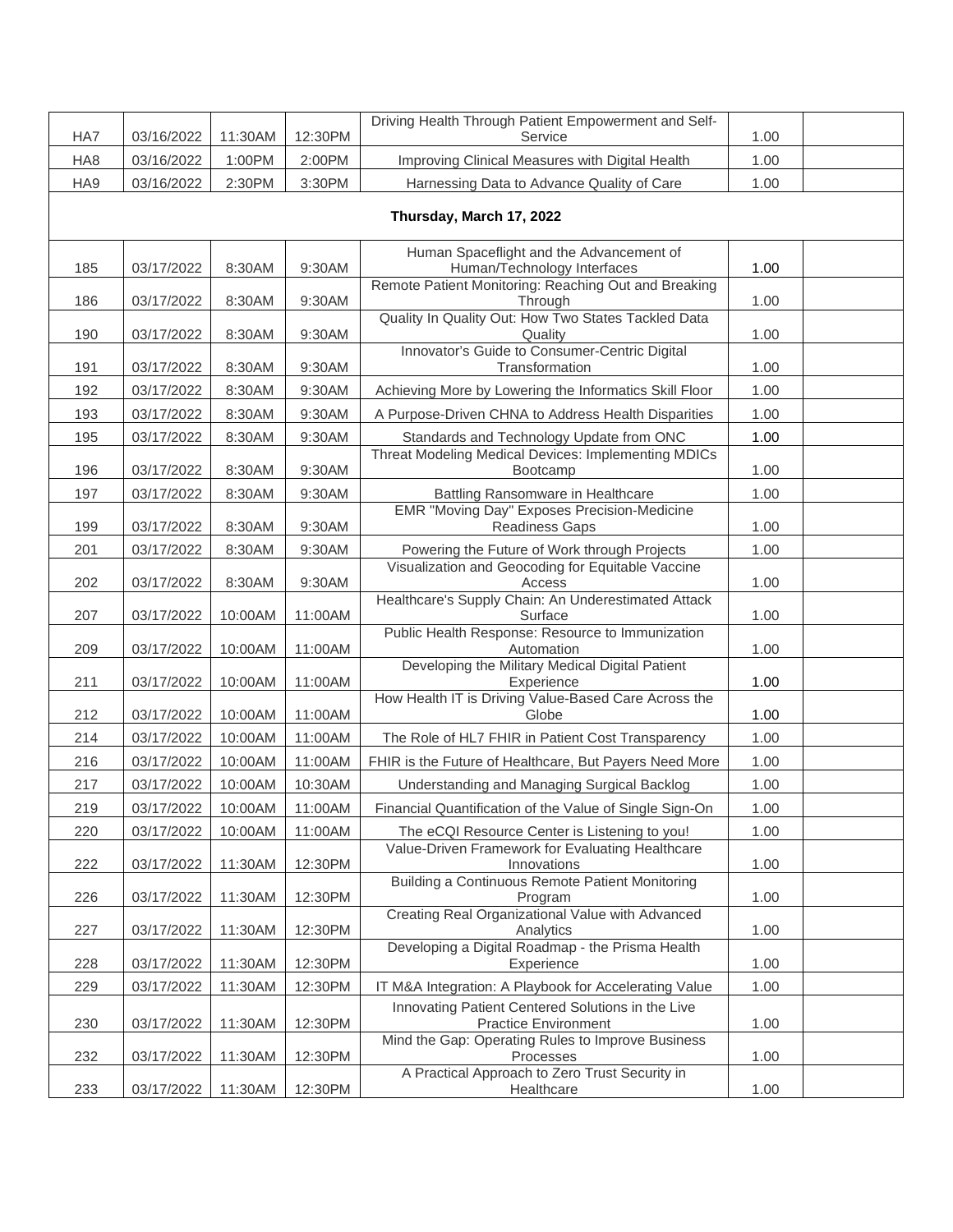| | | | | | | |
|---|---|---|---|---|---|---|
| HA7 | 03/16/2022 | 11:30AM | 12:30PM | Driving Health Through Patient Empowerment and Self-Service | 1.00 | |
| HA8 | 03/16/2022 | 1:00PM | 2:00PM | Improving Clinical Measures with Digital Health | 1.00 | |
| HA9 | 03/16/2022 | 2:30PM | 3:30PM | Harnessing Data to Advance Quality of Care | 1.00 | |
| **Thursday, March 17, 2022** | | | | | | |
| 185 | 03/17/2022 | 8:30AM | 9:30AM | Human Spaceflight and the Advancement of Human/Technology Interfaces | 1.00 | |
| 186 | 03/17/2022 | 8:30AM | 9:30AM | Remote Patient Monitoring: Reaching Out and Breaking Through | 1.00 | |
| 190 | 03/17/2022 | 8:30AM | 9:30AM | Quality In Quality Out: How Two States Tackled Data Quality | 1.00 | |
| 191 | 03/17/2022 | 8:30AM | 9:30AM | Innovator's Guide to Consumer-Centric Digital Transformation | 1.00 | |
| 192 | 03/17/2022 | 8:30AM | 9:30AM | Achieving More by Lowering the Informatics Skill Floor | 1.00 | |
| 193 | 03/17/2022 | 8:30AM | 9:30AM | A Purpose-Driven CHNA to Address Health Disparities | 1.00 | |
| 195 | 03/17/2022 | 8:30AM | 9:30AM | Standards and Technology Update from ONC | 1.00 | |
| 196 | 03/17/2022 | 8:30AM | 9:30AM | Threat Modeling Medical Devices: Implementing MDICs Bootcamp | 1.00 | |
| 197 | 03/17/2022 | 8:30AM | 9:30AM | Battling Ransomware in Healthcare | 1.00 | |
| 199 | 03/17/2022 | 8:30AM | 9:30AM | EMR "Moving Day" Exposes Precision-Medicine Readiness Gaps | 1.00 | |
| 201 | 03/17/2022 | 8:30AM | 9:30AM | Powering the Future of Work through Projects | 1.00 | |
| 202 | 03/17/2022 | 8:30AM | 9:30AM | Visualization and Geocoding for Equitable Vaccine Access | 1.00 | |
| 207 | 03/17/2022 | 10:00AM | 11:00AM | Healthcare's Supply Chain: An Underestimated Attack Surface | 1.00 | |
| 209 | 03/17/2022 | 10:00AM | 11:00AM | Public Health Response: Resource to Immunization Automation | 1.00 | |
| 211 | 03/17/2022 | 10:00AM | 11:00AM | Developing the Military Medical Digital Patient Experience | 1.00 | |
| 212 | 03/17/2022 | 10:00AM | 11:00AM | How Health IT is Driving Value-Based Care Across the Globe | 1.00 | |
| 214 | 03/17/2022 | 10:00AM | 11:00AM | The Role of HL7 FHIR in Patient Cost Transparency | 1.00 | |
| 216 | 03/17/2022 | 10:00AM | 11:00AM | FHIR is the Future of Healthcare, But Payers Need More | 1.00 | |
| 217 | 03/17/2022 | 10:00AM | 10:30AM | Understanding and Managing Surgical Backlog | 1.00 | |
| 219 | 03/17/2022 | 10:00AM | 11:00AM | Financial Quantification of the Value of Single Sign-On | 1.00 | |
| 220 | 03/17/2022 | 10:00AM | 11:00AM | The eCQI Resource Center is Listening to you! | 1.00 | |
| 222 | 03/17/2022 | 11:30AM | 12:30PM | Value-Driven Framework for Evaluating Healthcare Innovations | 1.00 | |
| 226 | 03/17/2022 | 11:30AM | 12:30PM | Building a Continuous Remote Patient Monitoring Program | 1.00 | |
| 227 | 03/17/2022 | 11:30AM | 12:30PM | Creating Real Organizational Value with Advanced Analytics | 1.00 | |
| 228 | 03/17/2022 | 11:30AM | 12:30PM | Developing a Digital Roadmap - the Prisma Health Experience | 1.00 | |
| 229 | 03/17/2022 | 11:30AM | 12:30PM | IT M&A Integration: A Playbook for Accelerating Value | 1.00 | |
| 230 | 03/17/2022 | 11:30AM | 12:30PM | Innovating Patient Centered Solutions in the Live Practice Environment | 1.00 | |
| 232 | 03/17/2022 | 11:30AM | 12:30PM | Mind the Gap: Operating Rules to Improve Business Processes | 1.00 | |
| 233 | 03/17/2022 | 11:30AM | 12:30PM | A Practical Approach to Zero Trust Security in Healthcare | 1.00 | |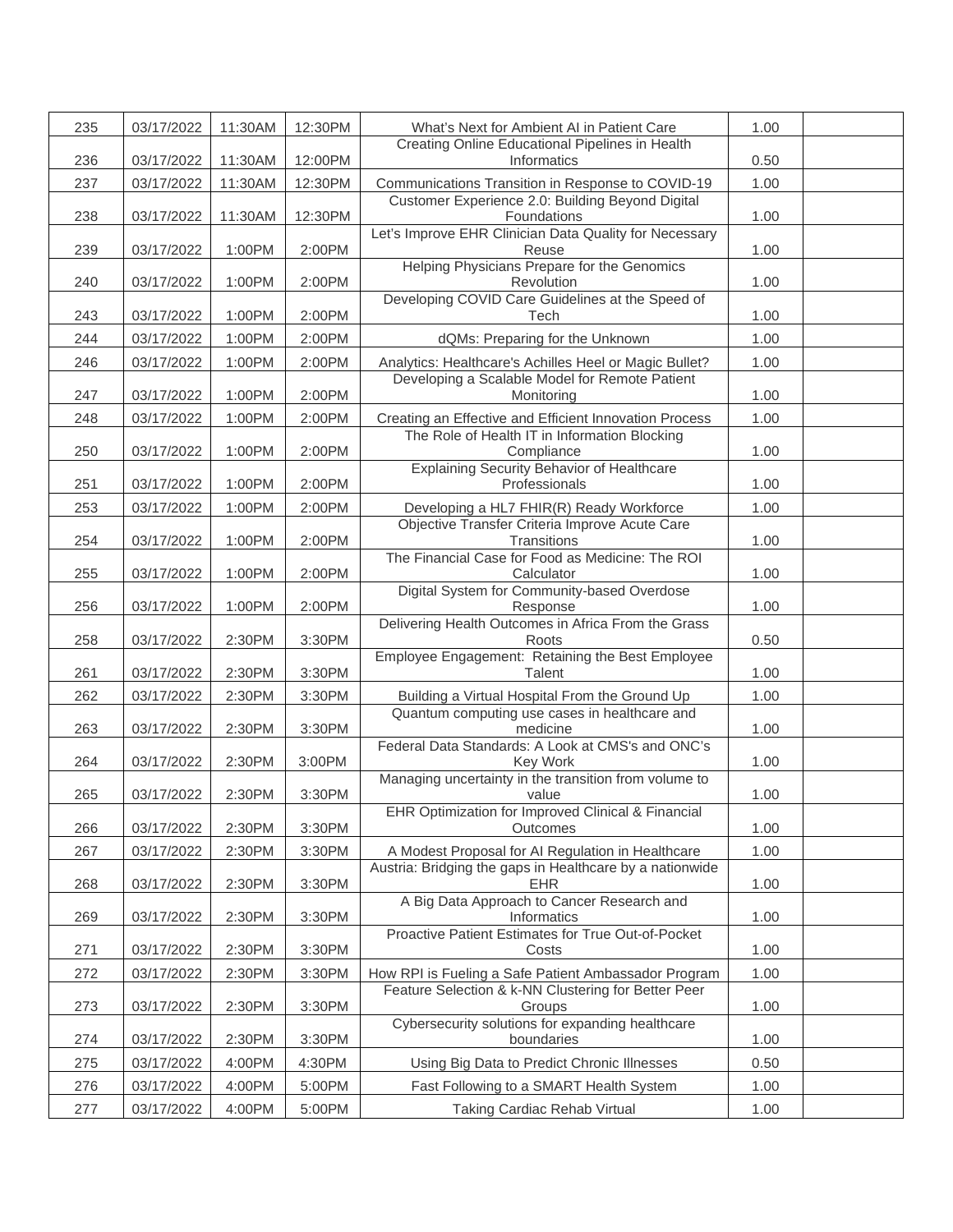| 235 | 03/17/2022 | 11:30AM | 12:30PM | What's Next for Ambient AI in Patient Care | 1.00 | |
|---|---|---|---|---|---|---|
| 236 | 03/17/2022 | 11:30AM | 12:00PM | Creating Online Educational Pipelines in Health Informatics | 0.50 | |
| 237 | 03/17/2022 | 11:30AM | 12:30PM | Communications Transition in Response to COVID-19 | 1.00 | |
| 238 | 03/17/2022 | 11:30AM | 12:30PM | Customer Experience 2.0: Building Beyond Digital Foundations | 1.00 | |
| 239 | 03/17/2022 | 1:00PM | 2:00PM | Let's Improve EHR Clinician Data Quality for Necessary Reuse | 1.00 | |
| 240 | 03/17/2022 | 1:00PM | 2:00PM | Helping Physicians Prepare for the Genomics Revolution | 1.00 | |
| 243 | 03/17/2022 | 1:00PM | 2:00PM | Developing COVID Care Guidelines at the Speed of Tech | 1.00 | |
| 244 | 03/17/2022 | 1:00PM | 2:00PM | dQMs: Preparing for the Unknown | 1.00 | |
| 246 | 03/17/2022 | 1:00PM | 2:00PM | Analytics: Healthcare's Achilles Heel or Magic Bullet? | 1.00 | |
| 247 | 03/17/2022 | 1:00PM | 2:00PM | Developing a Scalable Model for Remote Patient Monitoring | 1.00 | |
| 248 | 03/17/2022 | 1:00PM | 2:00PM | Creating an Effective and Efficient Innovation Process | 1.00 | |
| 250 | 03/17/2022 | 1:00PM | 2:00PM | The Role of Health IT in Information Blocking Compliance | 1.00 | |
| 251 | 03/17/2022 | 1:00PM | 2:00PM | Explaining Security Behavior of Healthcare Professionals | 1.00 | |
| 253 | 03/17/2022 | 1:00PM | 2:00PM | Developing a HL7 FHIR(R) Ready Workforce | 1.00 | |
| 254 | 03/17/2022 | 1:00PM | 2:00PM | Objective Transfer Criteria Improve Acute Care Transitions | 1.00 | |
| 255 | 03/17/2022 | 1:00PM | 2:00PM | The Financial Case for Food as Medicine: The ROI Calculator | 1.00 | |
| 256 | 03/17/2022 | 1:00PM | 2:00PM | Digital System for Community-based Overdose Response | 1.00 | |
| 258 | 03/17/2022 | 2:30PM | 3:30PM | Delivering Health Outcomes in Africa From the Grass Roots | 0.50 | |
| 261 | 03/17/2022 | 2:30PM | 3:30PM | Employee Engagement: Retaining the Best Employee Talent | 1.00 | |
| 262 | 03/17/2022 | 2:30PM | 3:30PM | Building a Virtual Hospital From the Ground Up | 1.00 | |
| 263 | 03/17/2022 | 2:30PM | 3:30PM | Quantum computing use cases in healthcare and medicine | 1.00 | |
| 264 | 03/17/2022 | 2:30PM | 3:00PM | Federal Data Standards: A Look at CMS's and ONC's Key Work | 1.00 | |
| 265 | 03/17/2022 | 2:30PM | 3:30PM | Managing uncertainty in the transition from volume to value | 1.00 | |
| 266 | 03/17/2022 | 2:30PM | 3:30PM | EHR Optimization for Improved Clinical & Financial Outcomes | 1.00 | |
| 267 | 03/17/2022 | 2:30PM | 3:30PM | A Modest Proposal for AI Regulation in Healthcare | 1.00 | |
| 268 | 03/17/2022 | 2:30PM | 3:30PM | Austria: Bridging the gaps in Healthcare by a nationwide EHR | 1.00 | |
| 269 | 03/17/2022 | 2:30PM | 3:30PM | A Big Data Approach to Cancer Research and Informatics | 1.00 | |
| 271 | 03/17/2022 | 2:30PM | 3:30PM | Proactive Patient Estimates for True Out-of-Pocket Costs | 1.00 | |
| 272 | 03/17/2022 | 2:30PM | 3:30PM | How RPI is Fueling a Safe Patient Ambassador Program | 1.00 | |
| 273 | 03/17/2022 | 2:30PM | 3:30PM | Feature Selection & k-NN Clustering for Better Peer Groups | 1.00 | |
| 274 | 03/17/2022 | 2:30PM | 3:30PM | Cybersecurity solutions for expanding healthcare boundaries | 1.00 | |
| 275 | 03/17/2022 | 4:00PM | 4:30PM | Using Big Data to Predict Chronic Illnesses | 0.50 | |
| 276 | 03/17/2022 | 4:00PM | 5:00PM | Fast Following to a SMART Health System | 1.00 | |
| 277 | 03/17/2022 | 4:00PM | 5:00PM | Taking Cardiac Rehab Virtual | 1.00 | |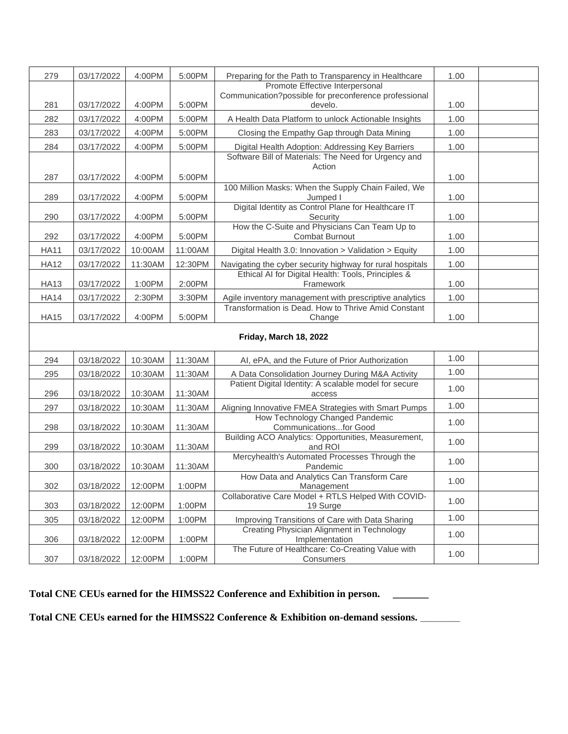| | | | | | | |
|---|---|---|---|---|---|---|
| 279 | 03/17/2022 | 4:00PM | 5:00PM | Preparing for the Path to Transparency in Healthcare | 1.00 | |
| 281 | 03/17/2022 | 4:00PM | 5:00PM | Promote Effective Interpersonal Communication?possible for preconference professional develo. | 1.00 | |
| 282 | 03/17/2022 | 4:00PM | 5:00PM | A Health Data Platform to unlock Actionable Insights | 1.00 | |
| 283 | 03/17/2022 | 4:00PM | 5:00PM | Closing the Empathy Gap through Data Mining | 1.00 | |
| 284 | 03/17/2022 | 4:00PM | 5:00PM | Digital Health Adoption: Addressing Key Barriers | 1.00 | |
| 287 | 03/17/2022 | 4:00PM | 5:00PM | Software Bill of Materials: The Need for Urgency and Action | 1.00 | |
| 289 | 03/17/2022 | 4:00PM | 5:00PM | 100 Million Masks: When the Supply Chain Failed, We Jumped I | 1.00 | |
| 290 | 03/17/2022 | 4:00PM | 5:00PM | Digital Identity as Control Plane for Healthcare IT Security | 1.00 | |
| 292 | 03/17/2022 | 4:00PM | 5:00PM | How the C-Suite and Physicians Can Team Up to Combat Burnout | 1.00 | |
| HA11 | 03/17/2022 | 10:00AM | 11:00AM | Digital Health 3.0: Innovation > Validation > Equity | 1.00 | |
| HA12 | 03/17/2022 | 11:30AM | 12:30PM | Navigating the cyber security highway for rural hospitals | 1.00 | |
| HA13 | 03/17/2022 | 1:00PM | 2:00PM | Ethical AI for Digital Health: Tools, Principles & Framework | 1.00 | |
| HA14 | 03/17/2022 | 2:30PM | 3:30PM | Agile inventory management with prescriptive analytics | 1.00 | |
| HA15 | 03/17/2022 | 4:00PM | 5:00PM | Transformation is Dead. How to Thrive Amid Constant Change | 1.00 | |
| **Friday, March 18, 2022** | | | | | | |
| 294 | 03/18/2022 | 10:30AM | 11:30AM | AI, ePA, and the Future of Prior Authorization | 1.00 | |
| 295 | 03/18/2022 | 10:30AM | 11:30AM | A Data Consolidation Journey During M&A Activity | 1.00 | |
| 296 | 03/18/2022 | 10:30AM | 11:30AM | Patient Digital Identity: A scalable model for secure access | 1.00 | |
| 297 | 03/18/2022 | 10:30AM | 11:30AM | Aligning Innovative FMEA Strategies with Smart Pumps | 1.00 | |
| 298 | 03/18/2022 | 10:30AM | 11:30AM | How Technology Changed Pandemic Communications...for Good | 1.00 | |
| 299 | 03/18/2022 | 10:30AM | 11:30AM | Building ACO Analytics: Opportunities, Measurement, and ROI | 1.00 | |
| 300 | 03/18/2022 | 10:30AM | 11:30AM | Mercyhealth's Automated Processes Through the Pandemic | 1.00 | |
| 302 | 03/18/2022 | 12:00PM | 1:00PM | How Data and Analytics Can Transform Care Management | 1.00 | |
| 303 | 03/18/2022 | 12:00PM | 1:00PM | Collaborative Care Model + RTLS Helped With COVID-19 Surge | 1.00 | |
| 305 | 03/18/2022 | 12:00PM | 1:00PM | Improving Transitions of Care with Data Sharing | 1.00 | |
| 306 | 03/18/2022 | 12:00PM | 1:00PM | Creating Physician Alignment in Technology Implementation | 1.00 | |
| 307 | 03/18/2022 | 12:00PM | 1:00PM | The Future of Healthcare: Co-Creating Value with Consumers | 1.00 | |

**Total CNE CEUs earned for the HIMSS22 Conference and Exhibition in person. _______**

**Total CNE CEUs earned for the HIMSS22 Conference & Exhibition on-demand sessions. _______**